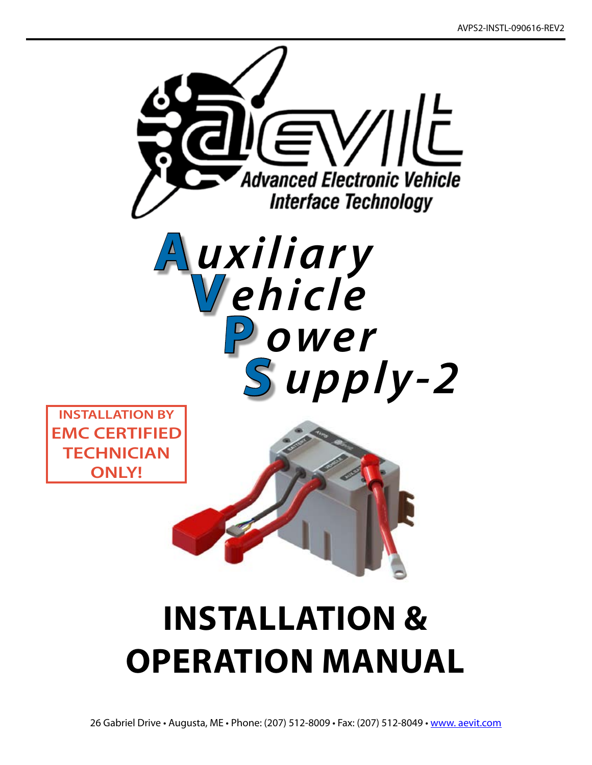AVPS2-INSTL-090616-REV2

aevit

Advanced Electronic Vehicle Interface Technology

# Auxiliary Vehicle Power Supply-2

**INSTALLATION BY EMC CERTIFIED TECHNICIAN ONLY!**

# INSTALLATION & OPERATION MANUAL

26 Gabriel Drive • Augusta, ME • Phone: (207) 512-8009 • Fax: (207) 512-8049 • www. aevit.com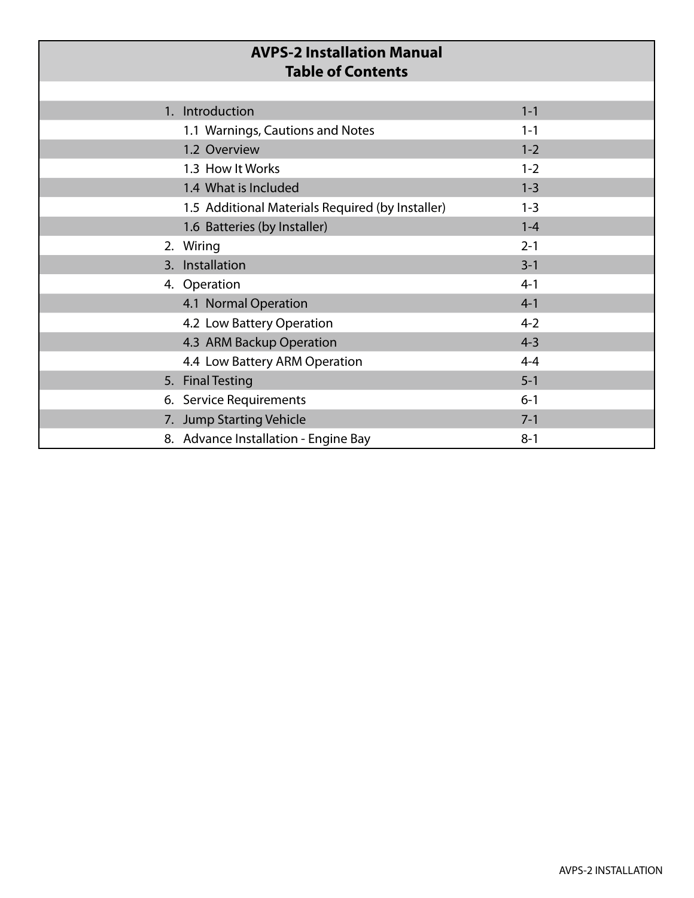# AVPS-2 Installation Manual
## Table of Contents

| Section | Page |
|---|---|
| 1. Introduction | 1-1 |
| 1.1 Warnings, Cautions and Notes | 1-1 |
| 1.2 Overview | 1-2 |
| 1.3 How It Works | 1-2 |
| 1.4 What is Included | 1-3 |
| 1.5 Additional Materials Required (by Installer) | 1-3 |
| 1.6 Batteries (by Installer) | 1-4 |
| 2. Wiring | 2-1 |
| 3. Installation | 3-1 |
| 4. Operation | 4-1 |
| 4.1 Normal Operation | 4-1 |
| 4.2 Low Battery Operation | 4-2 |
| 4.3 ARM Backup Operation | 4-3 |
| 4.4 Low Battery ARM Operation | 4-4 |
| 5. Final Testing | 5-1 |
| 6. Service Requirements | 6-1 |
| 7. Jump Starting Vehicle | 7-1 |
| 8. Advance Installation - Engine Bay | 8-1 |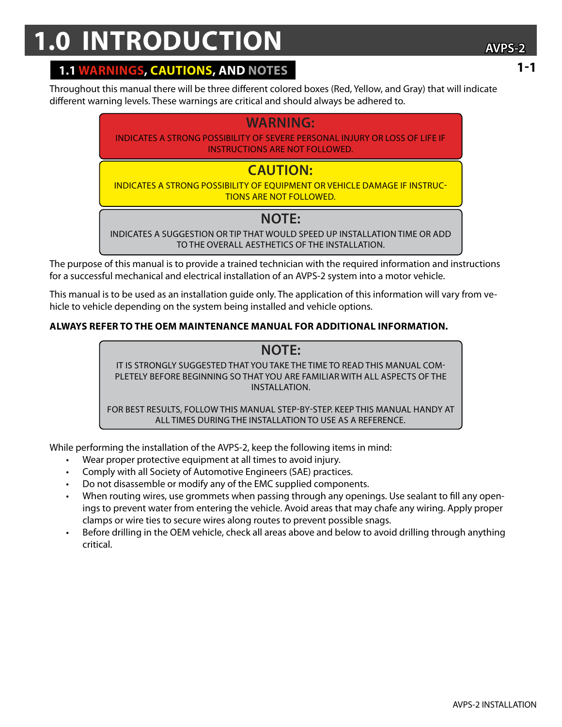# 1.0 INTRODUCTION

## 1.1 WARNINGS, CAUTIONS, AND NOTES

Throughout this manual there will be three different colored boxes (Red, Yellow, and Gray) that will indicate different warning levels. These warnings are critical and should always be adhered to.

> **WARNING:**
>
> INDICATES A STRONG POSSIBILITY OF SEVERE PERSONAL INJURY OR LOSS OF LIFE IF INSTRUCTIONS ARE NOT FOLLOWED.

> **CAUTION:**
>
> INDICATES A STRONG POSSIBILITY OF EQUIPMENT OR VEHICLE DAMAGE IF INSTRUCTIONS ARE NOT FOLLOWED.

> **NOTE:**
>
> INDICATES A SUGGESTION OR TIP THAT WOULD SPEED UP INSTALLATION TIME OR ADD TO THE OVERALL AESTHETICS OF THE INSTALLATION.

The purpose of this manual is to provide a trained technician with the required information and instructions for a successful mechanical and electrical installation of an AVPS-2 system into a motor vehicle.

This manual is to be used as an installation guide only. The application of this information will vary from vehicle to vehicle depending on the system being installed and vehicle options.

**ALWAYS REFER TO THE OEM MAINTENANCE MANUAL FOR ADDITIONAL INFORMATION.**

> **NOTE:**
>
> IT IS STRONGLY SUGGESTED THAT YOU TAKE THE TIME TO READ THIS MANUAL COMPLETELY BEFORE BEGINNING SO THAT YOU ARE FAMILIAR WITH ALL ASPECTS OF THE INSTALLATION.
>
> FOR BEST RESULTS, FOLLOW THIS MANUAL STEP-BY-STEP. KEEP THIS MANUAL HANDY AT ALL TIMES DURING THE INSTALLATION TO USE AS A REFERENCE.

While performing the installation of the AVPS-2, keep the following items in mind:

- Wear proper protective equipment at all times to avoid injury.
- Comply with all Society of Automotive Engineers (SAE) practices.
- Do not disassemble or modify any of the EMC supplied components.
- When routing wires, use grommets when passing through any openings. Use sealant to fill any openings to prevent water from entering the vehicle. Avoid areas that may chafe any wiring. Apply proper clamps or wire ties to secure wires along routes to prevent possible snags.
- Before drilling in the OEM vehicle, check all areas above and below to avoid drilling through anything critical.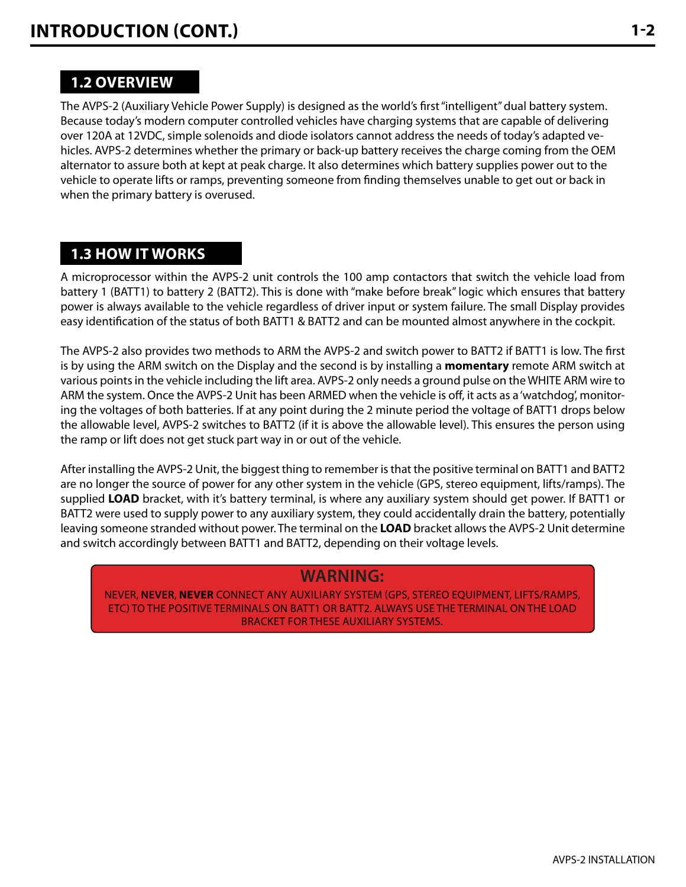## 1.2 OVERVIEW

The AVPS-2 (Auxiliary Vehicle Power Supply) is designed as the world's first "intelligent" dual battery system. Because today's modern computer controlled vehicles have charging systems that are capable of delivering over 120A at 12VDC, simple solenoids and diode isolators cannot address the needs of today's adapted vehicles. AVPS-2 determines whether the primary or back-up battery receives the charge coming from the OEM alternator to assure both at kept at peak charge. It also determines which battery supplies power out to the vehicle to operate lifts or ramps, preventing someone from finding themselves unable to get out or back in when the primary battery is overused.

## 1.3 HOW IT WORKS

A microprocessor within the AVPS-2 unit controls the 100 amp contactors that switch the vehicle load from battery 1 (BATT1) to battery 2 (BATT2). This is done with "make before break" logic which ensures that battery power is always available to the vehicle regardless of driver input or system failure. The small Display provides easy identification of the status of both BATT1 & BATT2 and can be mounted almost anywhere in the cockpit.

The AVPS-2 also provides two methods to ARM the AVPS-2 and switch power to BATT2 if BATT1 is low. The first is by using the ARM switch on the Display and the second is by installing a **momentary** remote ARM switch at various points in the vehicle including the lift area. AVPS-2 only needs a ground pulse on the WHITE ARM wire to ARM the system. Once the AVPS-2 Unit has been ARMED when the vehicle is off, it acts as a 'watchdog', monitoring the voltages of both batteries. If at any point during the 2 minute period the voltage of BATT1 drops below the allowable level, AVPS-2 switches to BATT2 (if it is above the allowable level). This ensures the person using the ramp or lift does not get stuck part way in or out of the vehicle.

After installing the AVPS-2 Unit, the biggest thing to remember is that the positive terminal on BATT1 and BATT2 are no longer the source of power for any other system in the vehicle (GPS, stereo equipment, lifts/ramps). The supplied **LOAD** bracket, with it's battery terminal, is where any auxiliary system should get power. If BATT1 or BATT2 were used to supply power to any auxiliary system, they could accidentally drain the battery, potentially leaving someone stranded without power. The terminal on the **LOAD** bracket allows the AVPS-2 Unit determine and switch accordingly between BATT1 and BATT2, depending on their voltage levels.

> **WARNING:**
>
> NEVER, **NEVER**, **NEVER** CONNECT ANY AUXILIARY SYSTEM (GPS, STEREO EQUIPMENT, LIFTS/RAMPS, ETC) TO THE POSITIVE TERMINALS ON BATT1 OR BATT2. ALWAYS USE THE TERMINAL ON THE LOAD BRACKET FOR THESE AUXILIARY SYSTEMS.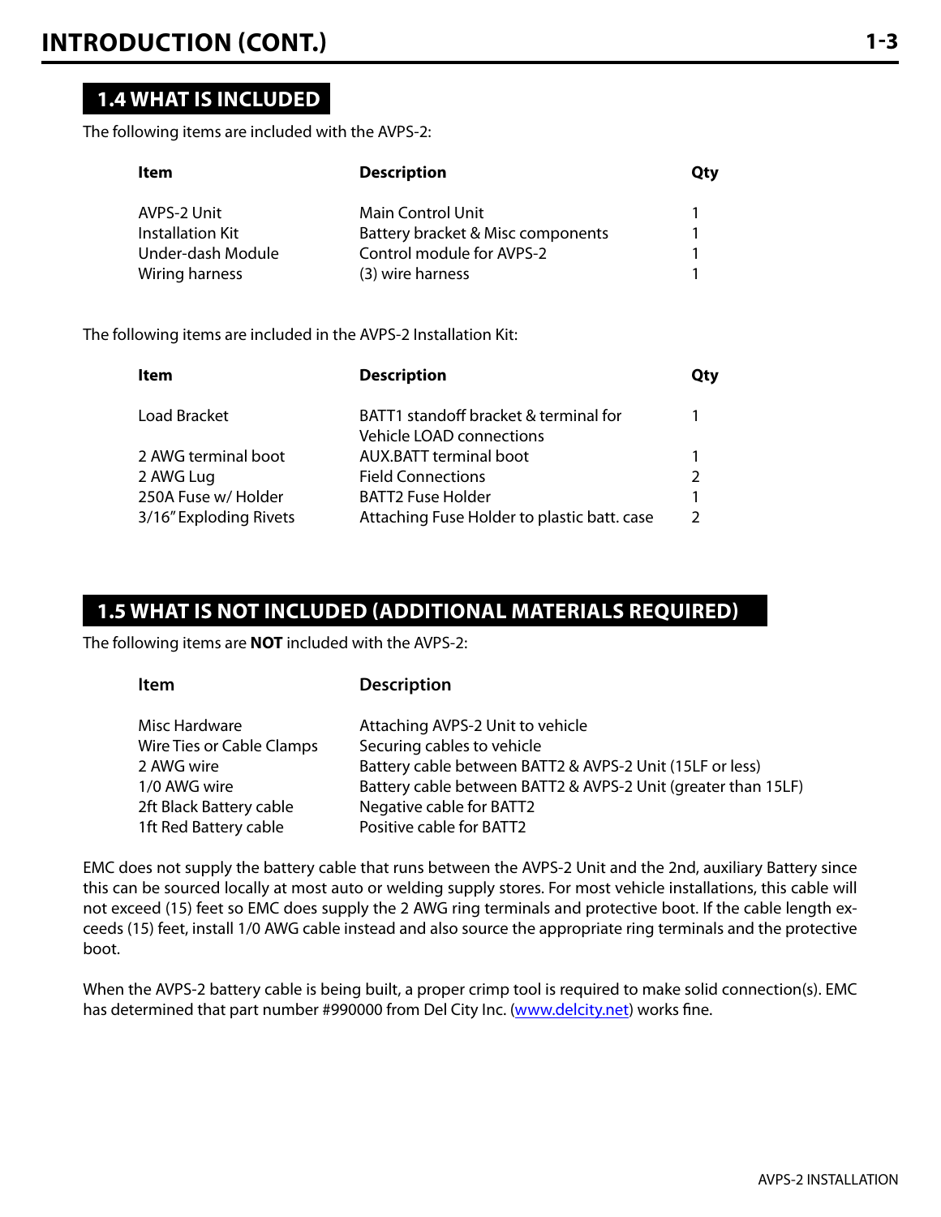## 1.4 WHAT IS INCLUDED

The following items are included with the AVPS-2:

| Item | Description | Qty |
|---|---|---|
| AVPS-2 Unit | Main Control Unit | 1 |
| Installation Kit | Battery bracket & Misc components | 1 |
| Under-dash Module | Control module for AVPS-2 | 1 |
| Wiring harness | (3) wire harness | 1 |

The following items are included in the AVPS-2 Installation Kit:

| Item | Description | Qty |
|---|---|---|
| Load Bracket | BATT1 standoff bracket & terminal for Vehicle LOAD connections | 1 |
| 2 AWG terminal boot | AUX.BATT terminal boot | 1 |
| 2 AWG Lug | Field Connections | 2 |
| 250A Fuse w/ Holder | BATT2 Fuse Holder | 1 |
| 3/16" Exploding Rivets | Attaching Fuse Holder to plastic batt. case | 2 |

## 1.5 WHAT IS NOT INCLUDED (ADDITIONAL MATERIALS REQUIRED)

The following items are **NOT** included with the AVPS-2:

| Item | Description |
|---|---|
| Misc Hardware | Attaching AVPS-2 Unit to vehicle |
| Wire Ties or Cable Clamps | Securing cables to vehicle |
| 2 AWG wire | Battery cable between BATT2 & AVPS-2 Unit (15LF or less) |
| 1/0 AWG wire | Battery cable between BATT2 & AVPS-2 Unit (greater than 15LF) |
| 2ft Black Battery cable | Negative cable for BATT2 |
| 1ft Red Battery cable | Positive cable for BATT2 |

EMC does not supply the battery cable that runs between the AVPS-2 Unit and the 2nd, auxiliary Battery since this can be sourced locally at most auto or welding supply stores. For most vehicle installations, this cable will not exceed (15) feet so EMC does supply the 2 AWG ring terminals and protective boot. If the cable length exceeds (15) feet, install 1/0 AWG cable instead and also source the appropriate ring terminals and the protective boot.

When the AVPS-2 battery cable is being built, a proper crimp tool is required to make solid connection(s). EMC has determined that part number #990000 from Del City Inc. (www.delcity.net) works fine.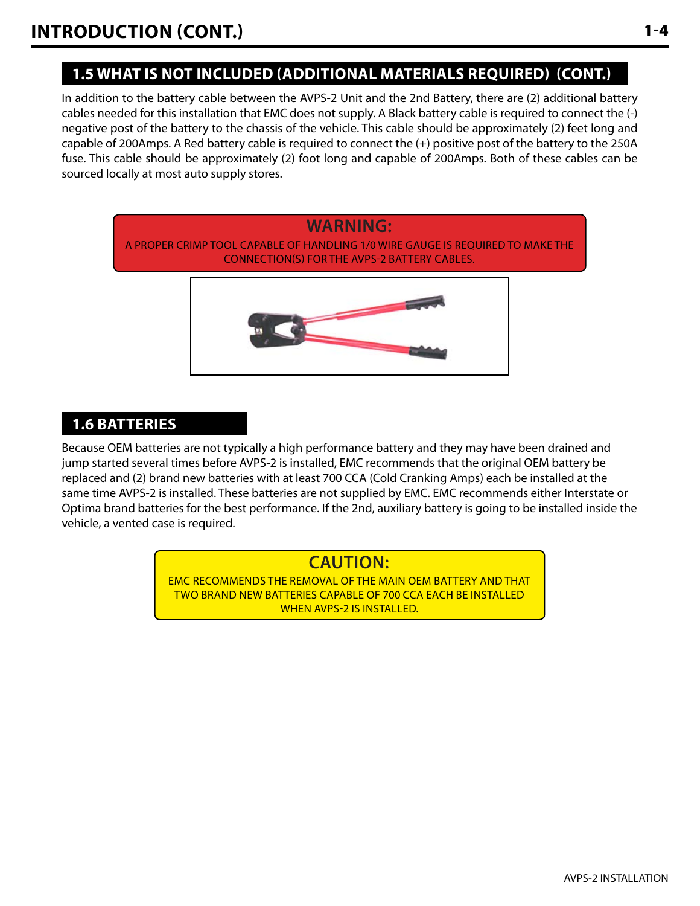## 1.5 WHAT IS NOT INCLUDED (ADDITIONAL MATERIALS REQUIRED) (CONT.)

In addition to the battery cable between the AVPS-2 Unit and the 2nd Battery, there are (2) additional battery cables needed for this installation that EMC does not supply. A Black battery cable is required to connect the (-) negative post of the battery to the chassis of the vehicle. This cable should be approximately (2) feet long and capable of 200Amps. A Red battery cable is required to connect the (+) positive post of the battery to the 250A fuse. This cable should be approximately (2) foot long and capable of 200Amps. Both of these cables can be sourced locally at most auto supply stores.

**WARNING:**

A PROPER CRIMP TOOL CAPABLE OF HANDLING 1/0 WIRE GAUGE IS REQUIRED TO MAKE THE CONNECTION(S) FOR THE AVPS-2 BATTERY CABLES.

## 1.6 BATTERIES

Because OEM batteries are not typically a high performance battery and they may have been drained and jump started several times before AVPS-2 is installed, EMC recommends that the original OEM battery be replaced and (2) brand new batteries with at least 700 CCA (Cold Cranking Amps) each be installed at the same time AVPS-2 is installed. These batteries are not supplied by EMC. EMC recommends either Interstate or Optima brand batteries for the best performance. If the 2nd, auxiliary battery is going to be installed inside the vehicle, a vented case is required.

**CAUTION:**

EMC RECOMMENDS THE REMOVAL OF THE MAIN OEM BATTERY AND THAT TWO BRAND NEW BATTERIES CAPABLE OF 700 CCA EACH BE INSTALLED WHEN AVPS-2 IS INSTALLED.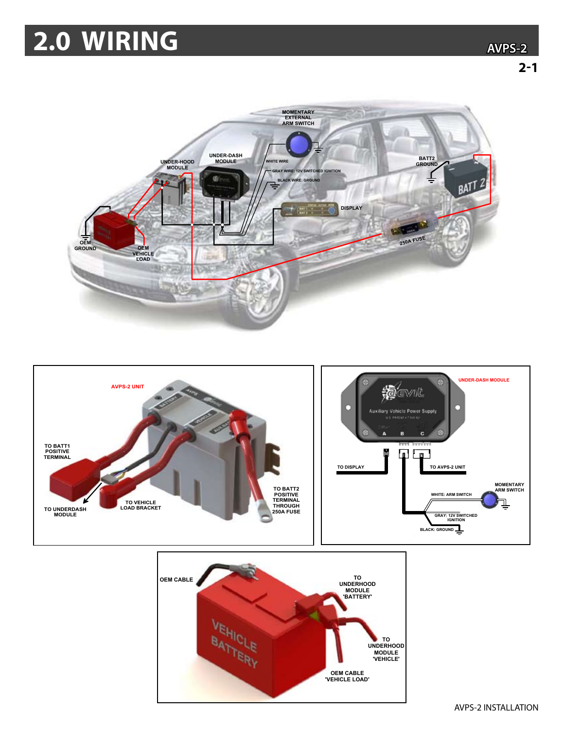# 2.0 WIRING

MOMENTARY EXTERNAL ARM SWITCH

UNDER-HOOD MODULE

UNDER-DASH MODULE

WHITE WIRE

GRAY WIRE: 12V SWITCHED IGNITION

BLACK WIRE: GROUND

BATT2 GROUND

DISPLAY

OEM GROUND

OEM VEHICLE LOAD

250A FUSE

AVPS-2 UNIT

TO BATT1 POSITIVE TERMINAL

TO UNDERDASH MODULE

TO VEHICLE LOAD BRACKET

TO BATT2 POSITIVE TERMINAL THROUGH 250A FUSE

UNDER-DASH MODULE

TO DISPLAY

TO AVPS-2 UNIT

MOMENTARY ARM SWITCH

WHITE: ARM SWITCH

GRAY: 12V SWITCHED IGNITION

BLACK: GROUND

OEM CABLE

TO UNDERHOOD MODULE 'BATTERY'

TO UNDERHOOD MODULE 'VEHICLE'

OEM CABLE 'VEHICLE LOAD'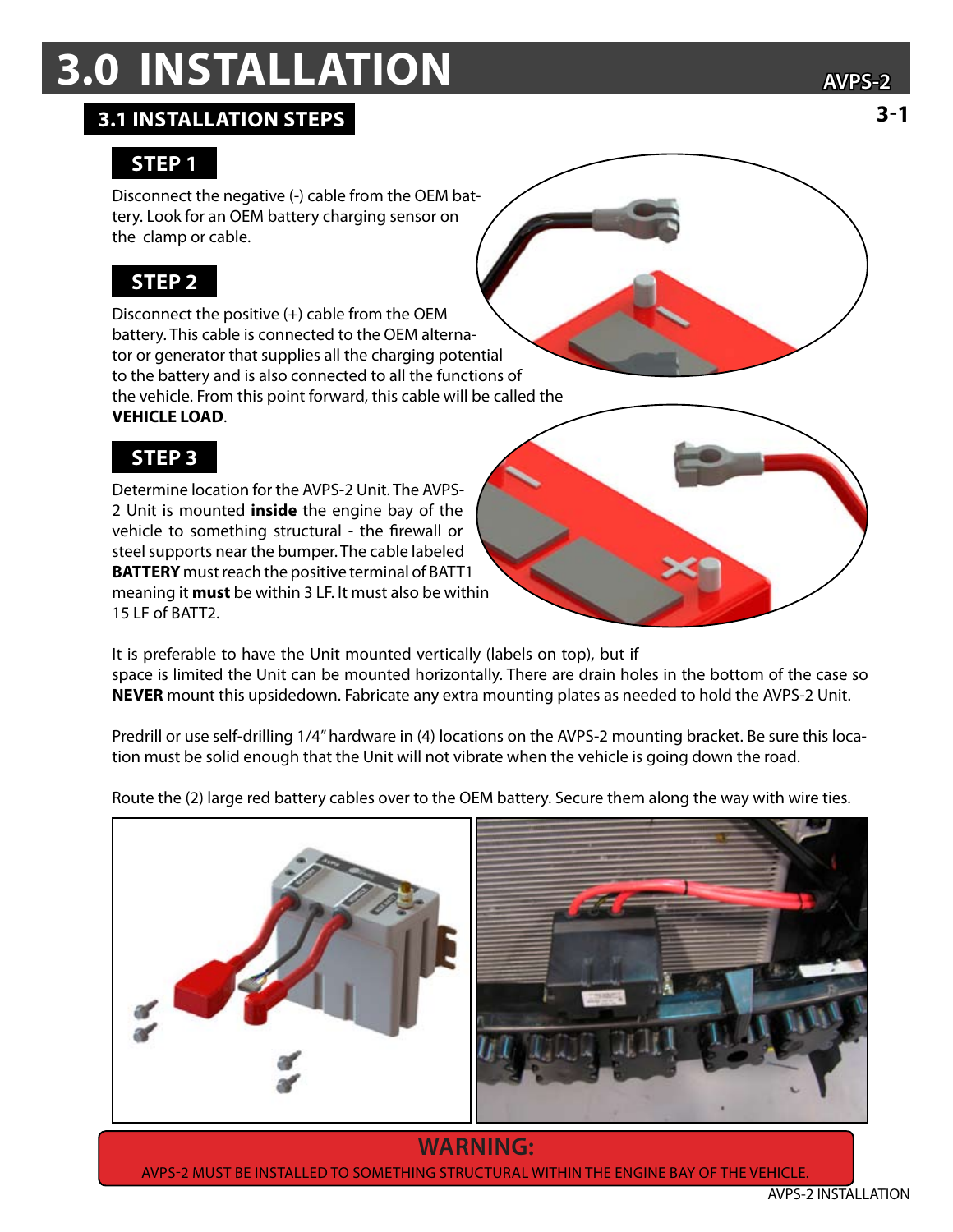# 3.0 INSTALLATION

## 3.1 INSTALLATION STEPS

### STEP 1

Disconnect the negative (-) cable from the OEM battery. Look for an OEM battery charging sensor on the clamp or cable.

### STEP 2

Disconnect the positive (+) cable from the OEM battery. This cable is connected to the OEM alternator or generator that supplies all the charging potential to the battery and is also connected to all the functions of the vehicle. From this point forward, this cable will be called the **VEHICLE LOAD**.

### STEP 3

Determine location for the AVPS-2 Unit. The AVPS-2 Unit is mounted **inside** the engine bay of the vehicle to something structural - the firewall or steel supports near the bumper. The cable labeled **BATTERY** must reach the positive terminal of BATT1 meaning it **must** be within 3 LF. It must also be within 15 LF of BATT2.

It is preferable to have the Unit mounted vertically (labels on top), but if space is limited the Unit can be mounted horizontally. There are drain holes in the bottom of the case so **NEVER** mount this upsidedown. Fabricate any extra mounting plates as needed to hold the AVPS-2 Unit.

Predrill or use self-drilling 1/4" hardware in (4) locations on the AVPS-2 mounting bracket. Be sure this location must be solid enough that the Unit will not vibrate when the vehicle is going down the road.

Route the (2) large red battery cables over to the OEM battery. Secure them along the way with wire ties.

**WARNING:**

AVPS-2 MUST BE INSTALLED TO SOMETHING STRUCTURAL WITHIN THE ENGINE BAY OF THE VEHICLE.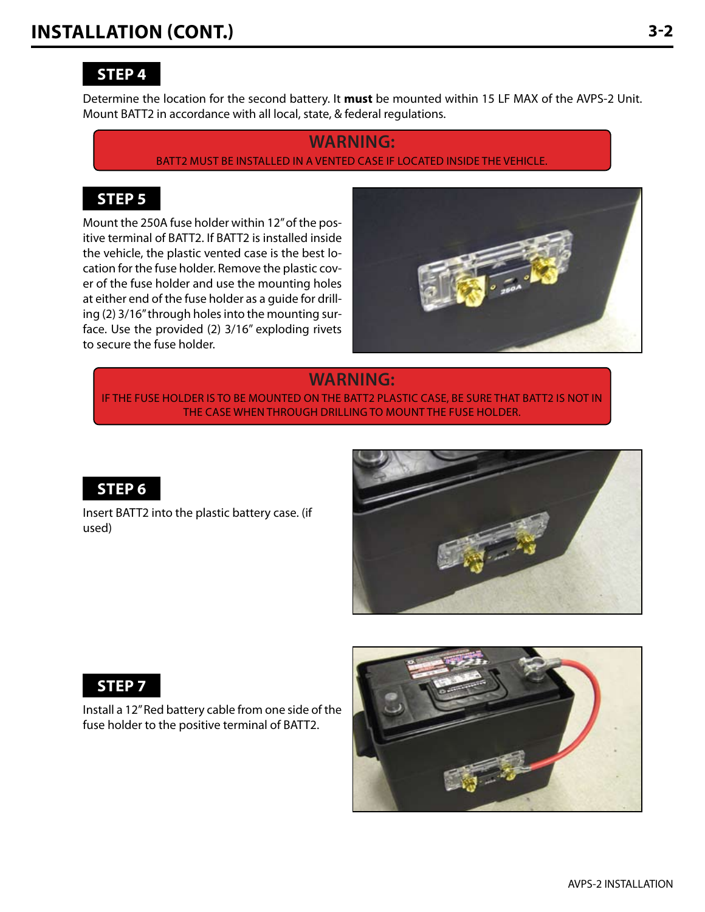# INSTALLATION (CONT.)

## STEP 4

Determine the location for the second battery. It **must** be mounted within 15 LF MAX of the AVPS-2 Unit. Mount BATT2 in accordance with all local, state, & federal regulations.

> **WARNING:**
> BATT2 MUST BE INSTALLED IN A VENTED CASE IF LOCATED INSIDE THE VEHICLE.

## STEP 5

Mount the 250A fuse holder within 12" of the positive terminal of BATT2. If BATT2 is installed inside the vehicle, the plastic vented case is the best location for the fuse holder. Remove the plastic cover of the fuse holder and use the mounting holes at either end of the fuse holder as a guide for drilling (2) 3/16" through holes into the mounting surface. Use the provided (2) 3/16" exploding rivets to secure the fuse holder.

> **WARNING:**
> IF THE FUSE HOLDER IS TO BE MOUNTED ON THE BATT2 PLASTIC CASE, BE SURE THAT BATT2 IS NOT IN THE CASE WHEN THROUGH DRILLING TO MOUNT THE FUSE HOLDER.

## STEP 6

Insert BATT2 into the plastic battery case. (if used)

## STEP 7

Install a 12" Red battery cable from one side of the fuse holder to the positive terminal of BATT2.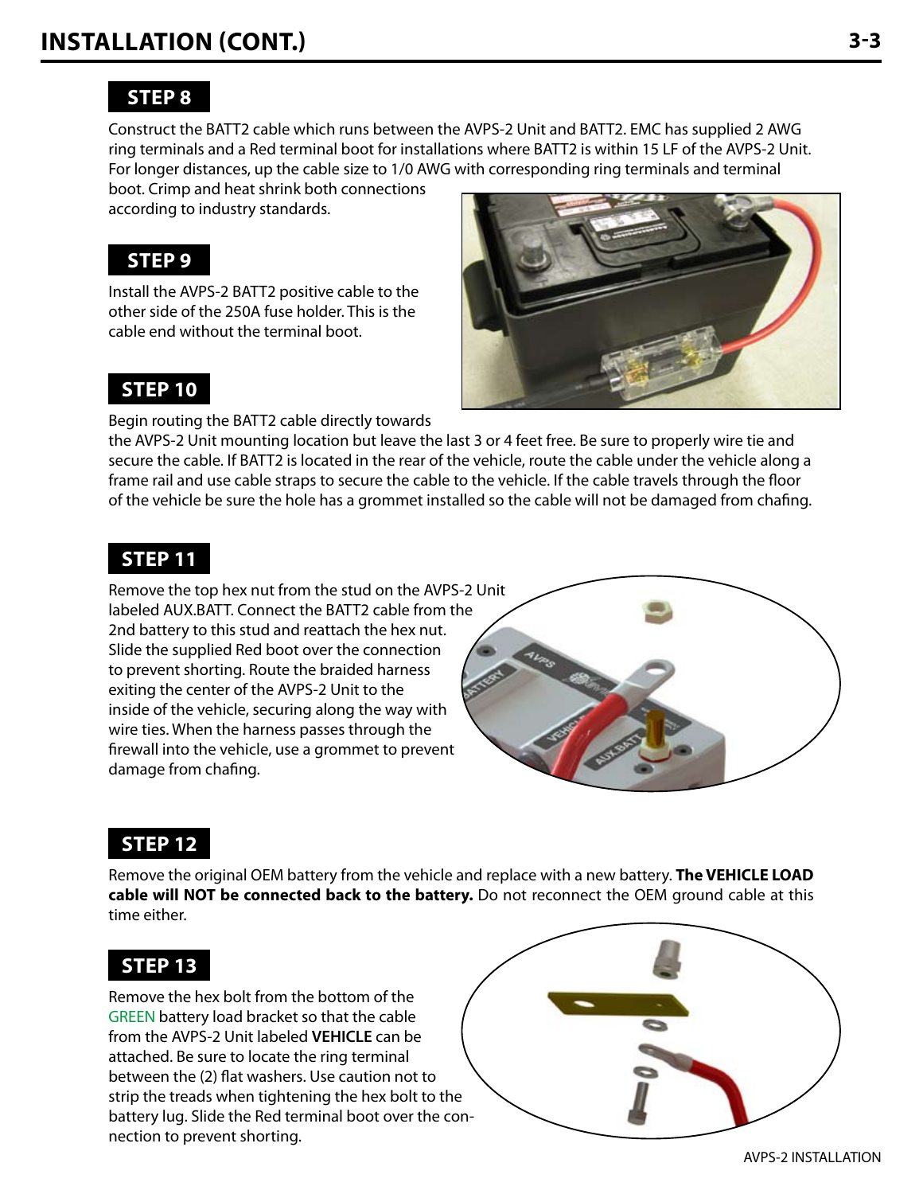## INSTALLATION (CONT.)

### STEP 8

Construct the BATT2 cable which runs between the AVPS-2 Unit and BATT2. EMC has supplied 2 AWG ring terminals and a Red terminal boot for installations where BATT2 is within 15 LF of the AVPS-2 Unit. For longer distances, up the cable size to 1/0 AWG with corresponding ring terminals and terminal boot. Crimp and heat shrink both connections according to industry standards.

### STEP 9

Install the AVPS-2 BATT2 positive cable to the other side of the 250A fuse holder. This is the cable end without the terminal boot.

### STEP 10

Begin routing the BATT2 cable directly towards the AVPS-2 Unit mounting location but leave the last 3 or 4 feet free. Be sure to properly wire tie and secure the cable. If BATT2 is located in the rear of the vehicle, route the cable under the vehicle along a frame rail and use cable straps to secure the cable to the vehicle. If the cable travels through the floor of the vehicle be sure the hole has a grommet installed so the cable will not be damaged from chafing.

### STEP 11

Remove the top hex nut from the stud on the AVPS-2 Unit labeled AUX.BATT. Connect the BATT2 cable from the 2nd battery to this stud and reattach the hex nut. Slide the supplied Red boot over the connection to prevent shorting. Route the braided harness exiting the center of the AVPS-2 Unit to the inside of the vehicle, securing along the way with wire ties. When the harness passes through the firewall into the vehicle, use a grommet to prevent damage from chafing.

### STEP 12

Remove the original OEM battery from the vehicle and replace with a new battery. **The VEHICLE LOAD cable will NOT be connected back to the battery.** Do not reconnect the OEM ground cable at this time either.

### STEP 13

Remove the hex bolt from the bottom of the GREEN battery load bracket so that the cable from the AVPS-2 Unit labeled **VEHICLE** can be attached. Be sure to locate the ring terminal between the (2) flat washers. Use caution not to strip the treads when tightening the hex bolt to the battery lug. Slide the Red terminal boot over the connection to prevent shorting.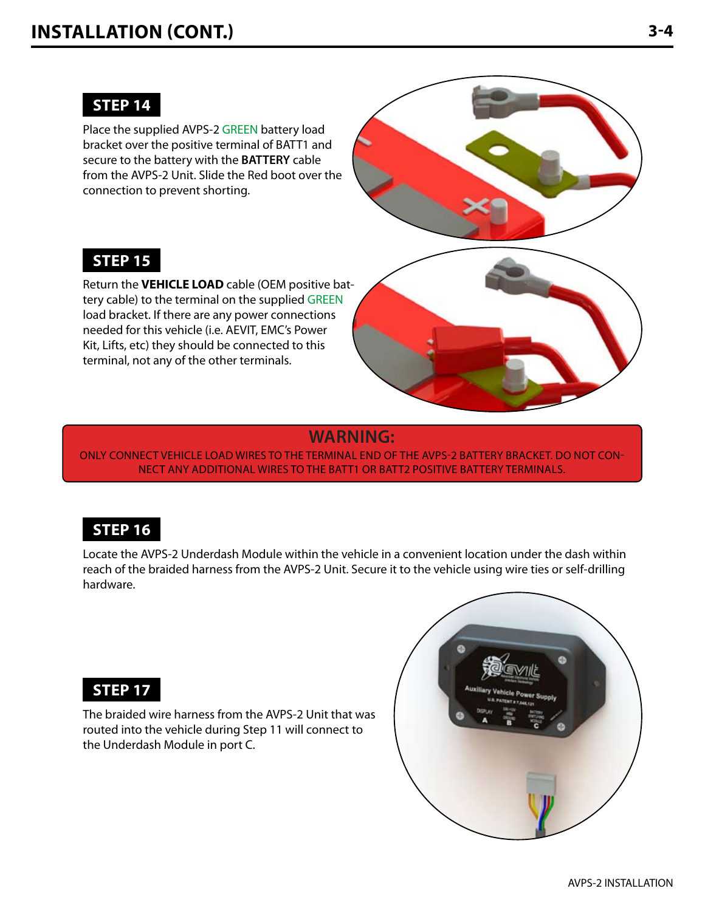# INSTALLATION (CONT.)

## STEP 14

Place the supplied AVPS-2 GREEN battery load bracket over the positive terminal of BATT1 and secure to the battery with the **BATTERY** cable from the AVPS-2 Unit. Slide the Red boot over the connection to prevent shorting.

## STEP 15

Return the **VEHICLE LOAD** cable (OEM positive battery cable) to the terminal on the supplied GREEN load bracket. If there are any power connections needed for this vehicle (i.e. AEVIT, EMC's Power Kit, Lifts, etc) they should be connected to this terminal, not any of the other terminals.

**WARNING:**

ONLY CONNECT VEHICLE LOAD WIRES TO THE TERMINAL END OF THE AVPS-2 BATTERY BRACKET. DO NOT CONNECT ANY ADDITIONAL WIRES TO THE BATT1 OR BATT2 POSITIVE BATTERY TERMINALS.

## STEP 16

Locate the AVPS-2 Underdash Module within the vehicle in a convenient location under the dash within reach of the braided harness from the AVPS-2 Unit. Secure it to the vehicle using wire ties or self-drilling hardware.

## STEP 17

The braided wire harness from the AVPS-2 Unit that was routed into the vehicle during Step 11 will connect to the Underdash Module in port C.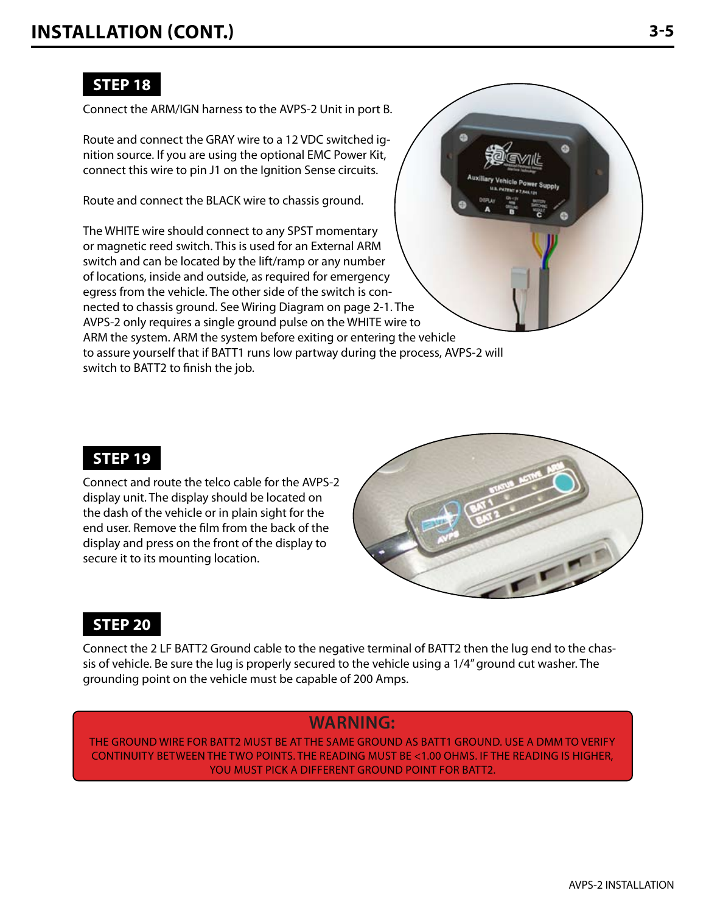## INSTALLATION (CONT.)

### STEP 18

Connect the ARM/IGN harness to the AVPS-2 Unit in port B.

Route and connect the GRAY wire to a 12 VDC switched ignition source. If you are using the optional EMC Power Kit, connect this wire to pin J1 on the Ignition Sense circuits.

Route and connect the BLACK wire to chassis ground.

The WHITE wire should connect to any SPST momentary or magnetic reed switch. This is used for an External ARM switch and can be located by the lift/ramp or any number of locations, inside and outside, as required for emergency egress from the vehicle. The other side of the switch is connected to chassis ground. See Wiring Diagram on page 2-1. The AVPS-2 only requires a single ground pulse on the WHITE wire to ARM the system. ARM the system before exiting or entering the vehicle to assure yourself that if BATT1 runs low partway during the process, AVPS-2 will switch to BATT2 to finish the job.

### STEP 19

Connect and route the telco cable for the AVPS-2 display unit. The display should be located on the dash of the vehicle or in plain sight for the end user. Remove the film from the back of the display and press on the front of the display to secure it to its mounting location.

### STEP 20

Connect the 2 LF BATT2 Ground cable to the negative terminal of BATT2 then the lug end to the chassis of vehicle. Be sure the lug is properly secured to the vehicle using a 1/4" ground cut washer. The grounding point on the vehicle must be capable of 200 Amps.

**WARNING:**

THE GROUND WIRE FOR BATT2 MUST BE AT THE SAME GROUND AS BATT1 GROUND. USE A DMM TO VERIFY CONTINUITY BETWEEN THE TWO POINTS. THE READING MUST BE <1.00 OHMS. IF THE READING IS HIGHER, YOU MUST PICK A DIFFERENT GROUND POINT FOR BATT2.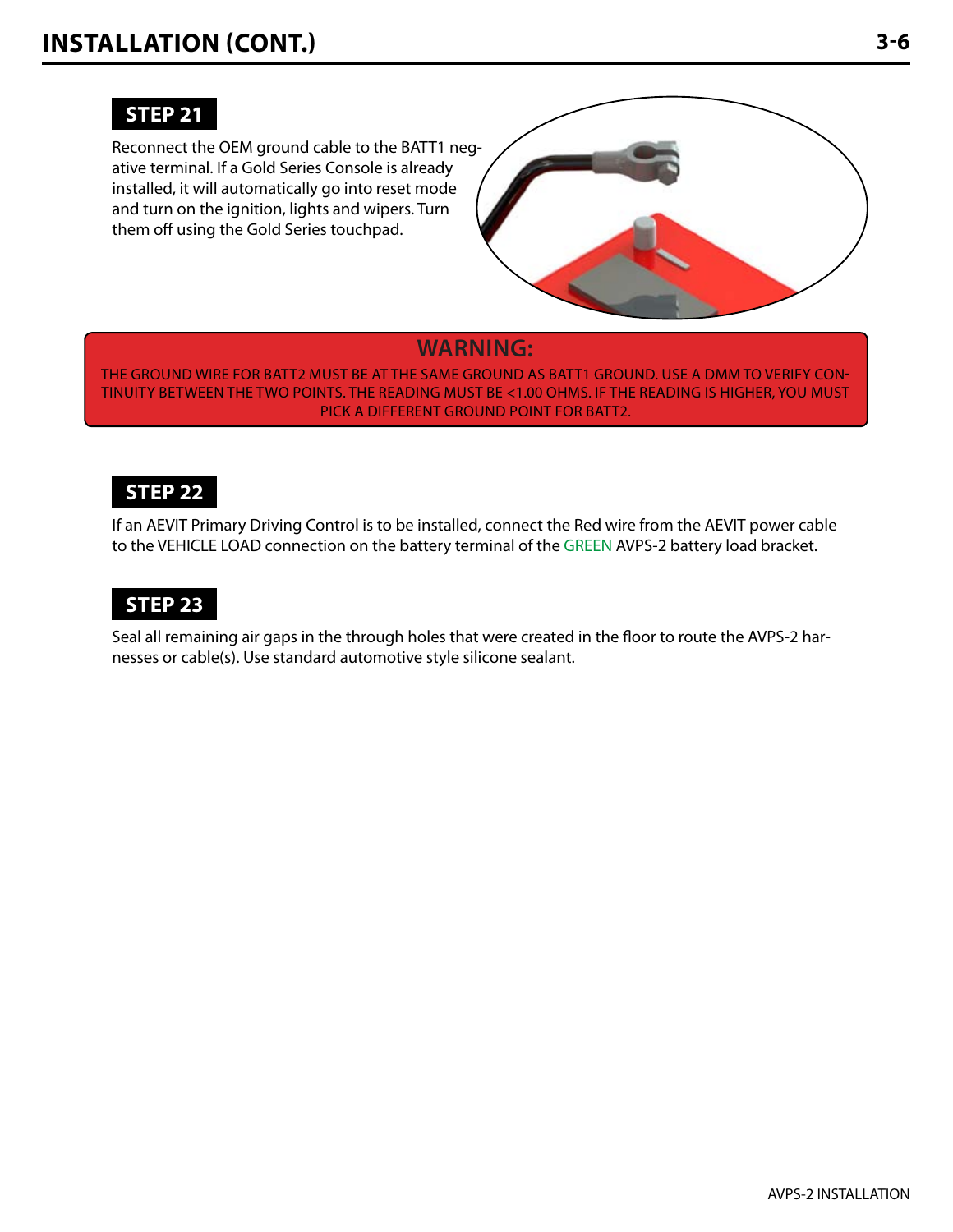# INSTALLATION (CONT.)

## STEP 21

Reconnect the OEM ground cable to the BATT1 negative terminal. If a Gold Series Console is already installed, it will automatically go into reset mode and turn on the ignition, lights and wipers. Turn them off using the Gold Series touchpad.

**WARNING:**

THE GROUND WIRE FOR BATT2 MUST BE AT THE SAME GROUND AS BATT1 GROUND. USE A DMM TO VERIFY CONTINUITY BETWEEN THE TWO POINTS. THE READING MUST BE <1.00 OHMS. IF THE READING IS HIGHER, YOU MUST PICK A DIFFERENT GROUND POINT FOR BATT2.

## STEP 22

If an AEVIT Primary Driving Control is to be installed, connect the Red wire from the AEVIT power cable to the VEHICLE LOAD connection on the battery terminal of the GREEN AVPS-2 battery load bracket.

## STEP 23

Seal all remaining air gaps in the through holes that were created in the floor to route the AVPS-2 harnesses or cable(s). Use standard automotive style silicone sealant.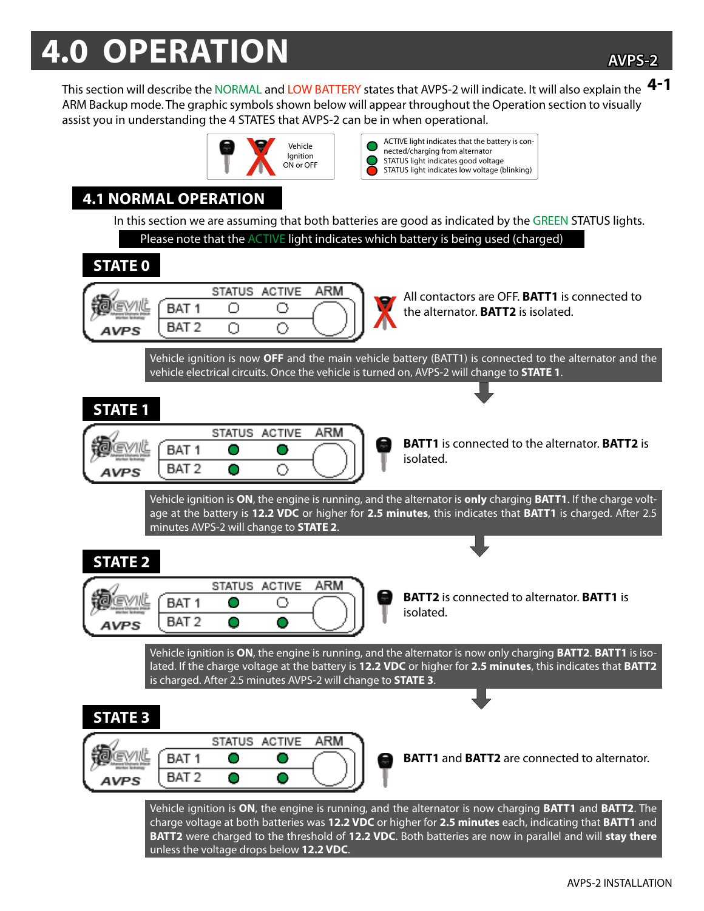# 4.0 OPERATION

This section will describe the NORMAL and LOW BATTERY states that AVPS-2 will indicate. It will also explain the ARM Backup mode. The graphic symbols shown below will appear throughout the Operation section to visually assist you in understanding the 4 STATES that AVPS-2 can be in when operational.

Vehicle Ignition ON or OFF

ACTIVE light indicates that the battery is connected/charging from alternator
STATUS light indicates good voltage
STATUS light indicates low voltage (blinking)

## 4.1 NORMAL OPERATION

In this section we are assuming that both batteries are good as indicated by the GREEN STATUS lights.

Please note that the ACTIVE light indicates which battery is being used (charged)

### STATE 0

| | STATUS | ACTIVE | ARM |
|---|---|---|---|
| BAT 1 | ○ | ○ | |
| BAT 2 | ○ | ○ | |

All contactors are OFF. **BATT1** is connected to the alternator. **BATT2** is isolated.

Vehicle ignition is now **OFF** and the main vehicle battery (BATT1) is connected to the alternator and the vehicle electrical circuits. Once the vehicle is turned on, AVPS-2 will change to **STATE 1**.

### STATE 1

| | STATUS | ACTIVE | ARM |
|---|---|---|---|
| BAT 1 | ● | ● | |
| BAT 2 | ● | ○ | |

**BATT1** is connected to the alternator. **BATT2** is isolated.

Vehicle ignition is **ON**, the engine is running, and the alternator is **only** charging **BATT1**. If the charge voltage at the battery is **12.2 VDC** or higher for **2.5 minutes**, this indicates that **BATT1** is charged. After 2.5 minutes AVPS-2 will change to **STATE 2**.

### STATE 2

| | STATUS | ACTIVE | ARM |
|---|---|---|---|
| BAT 1 | ● | ○ | |
| BAT 2 | ● | ● | |

**BATT2** is connected to alternator. **BATT1** is isolated.

Vehicle ignition is **ON**, the engine is running, and the alternator is now only charging **BATT2**. **BATT1** is isolated. If the charge voltage at the battery is **12.2 VDC** or higher for **2.5 minutes**, this indicates that **BATT2** is charged. After 2.5 minutes AVPS-2 will change to **STATE 3**.

### STATE 3

| | STATUS | ACTIVE | ARM |
|---|---|---|---|
| BAT 1 | ● | ● | |
| BAT 2 | ● | ● | |

**BATT1** and **BATT2** are connected to alternator.

Vehicle ignition is **ON**, the engine is running, and the alternator is now charging **BATT1** and **BATT2**. The charge voltage at both batteries was **12.2 VDC** or higher for **2.5 minutes** each, indicating that **BATT1** and **BATT2** were charged to the threshold of **12.2 VDC**. Both batteries are now in parallel and will **stay there** unless the voltage drops below **12.2 VDC**.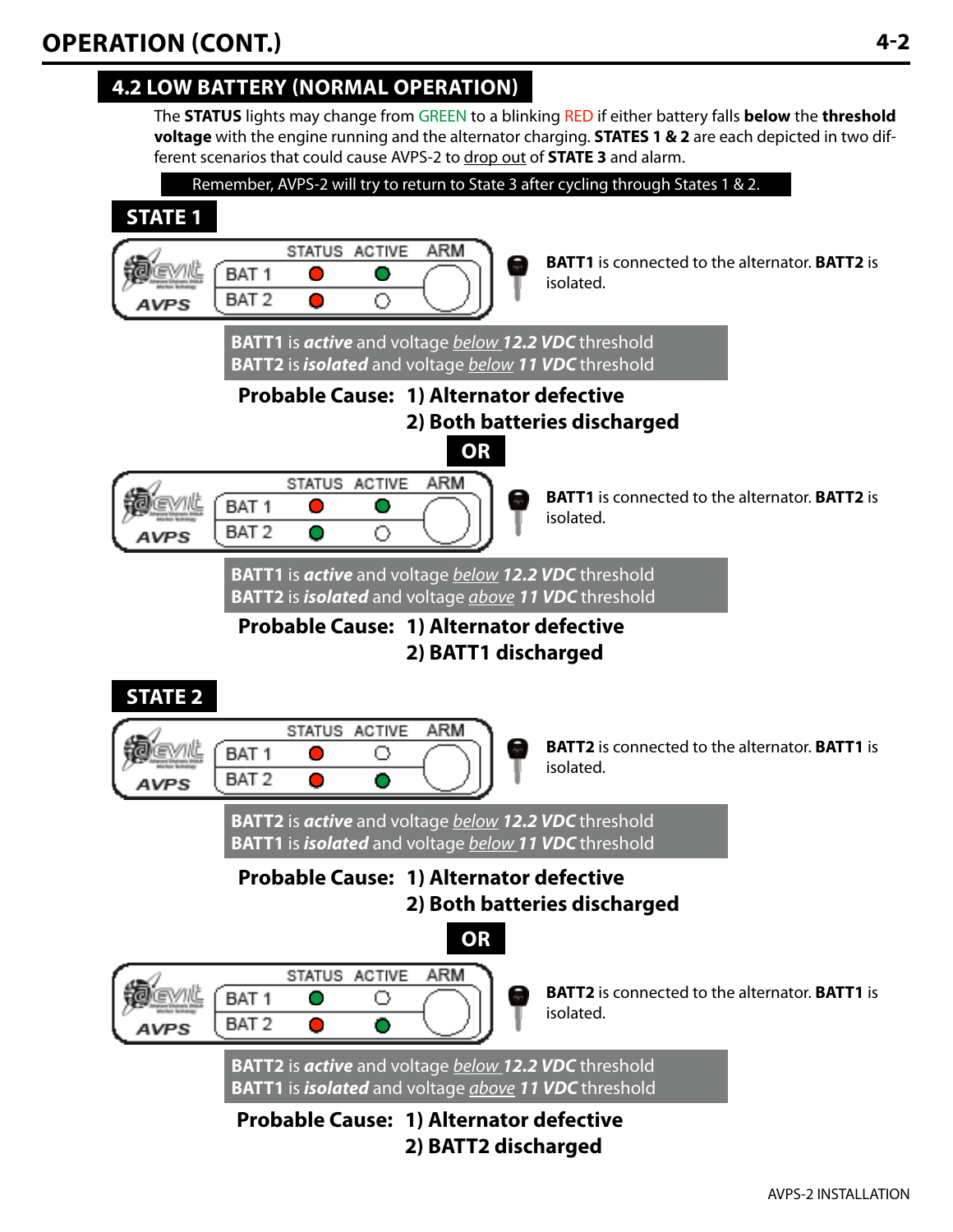## 4.2 LOW BATTERY (NORMAL OPERATION)

The **STATUS** lights may change from GREEN to a blinking RED if either battery falls **below** the **threshold voltage** with the engine running and the alternator charging. **STATES 1 & 2** are each depicted in two different scenarios that could cause AVPS-2 to drop out of **STATE 3** and alarm.

**Remember, AVPS-2 will try to return to State 3 after cycling through States 1 & 2.**

### STATE 1

| | STATUS | ACTIVE | ARM |
|---|---|---|---|
| BAT 1 | RED | GREEN | |
| BAT 2 | RED | OFF | |

**BATT1** is connected to the alternator. **BATT2** is isolated.

**BATT1** is ***active*** and voltage below ***12.2 VDC*** threshold
**BATT2** is ***isolated*** and voltage below ***11 VDC*** threshold

**Probable Cause: 1) Alternator defective**
**2) Both batteries discharged**

**OR**

| | STATUS | ACTIVE | ARM |
|---|---|---|---|
| BAT 1 | RED | GREEN | |
| BAT 2 | GREEN | OFF | |

**BATT1** is connected to the alternator. **BATT2** is isolated.

**BATT1** is ***active*** and voltage below ***12.2 VDC*** threshold
**BATT2** is ***isolated*** and voltage above ***11 VDC*** threshold

**Probable Cause: 1) Alternator defective**
**2) BATT1 discharged**

### STATE 2

| | STATUS | ACTIVE | ARM |
|---|---|---|---|
| BAT 1 | RED | OFF | |
| BAT 2 | RED | GREEN | |

**BATT2** is connected to the alternator. **BATT1** is isolated.

**BATT2** is ***active*** and voltage below ***12.2 VDC*** threshold
**BATT1** is ***isolated*** and voltage below ***11 VDC*** threshold

**Probable Cause: 1) Alternator defective**
**2) Both batteries discharged**

**OR**

| | STATUS | ACTIVE | ARM |
|---|---|---|---|
| BAT 1 | GREEN | OFF | |
| BAT 2 | RED | GREEN | |

**BATT2** is connected to the alternator. **BATT1** is isolated.

**BATT2** is ***active*** and voltage below ***12.2 VDC*** threshold
**BATT1** is ***isolated*** and voltage above ***11 VDC*** threshold

**Probable Cause: 1) Alternator defective**
**2) BATT2 discharged**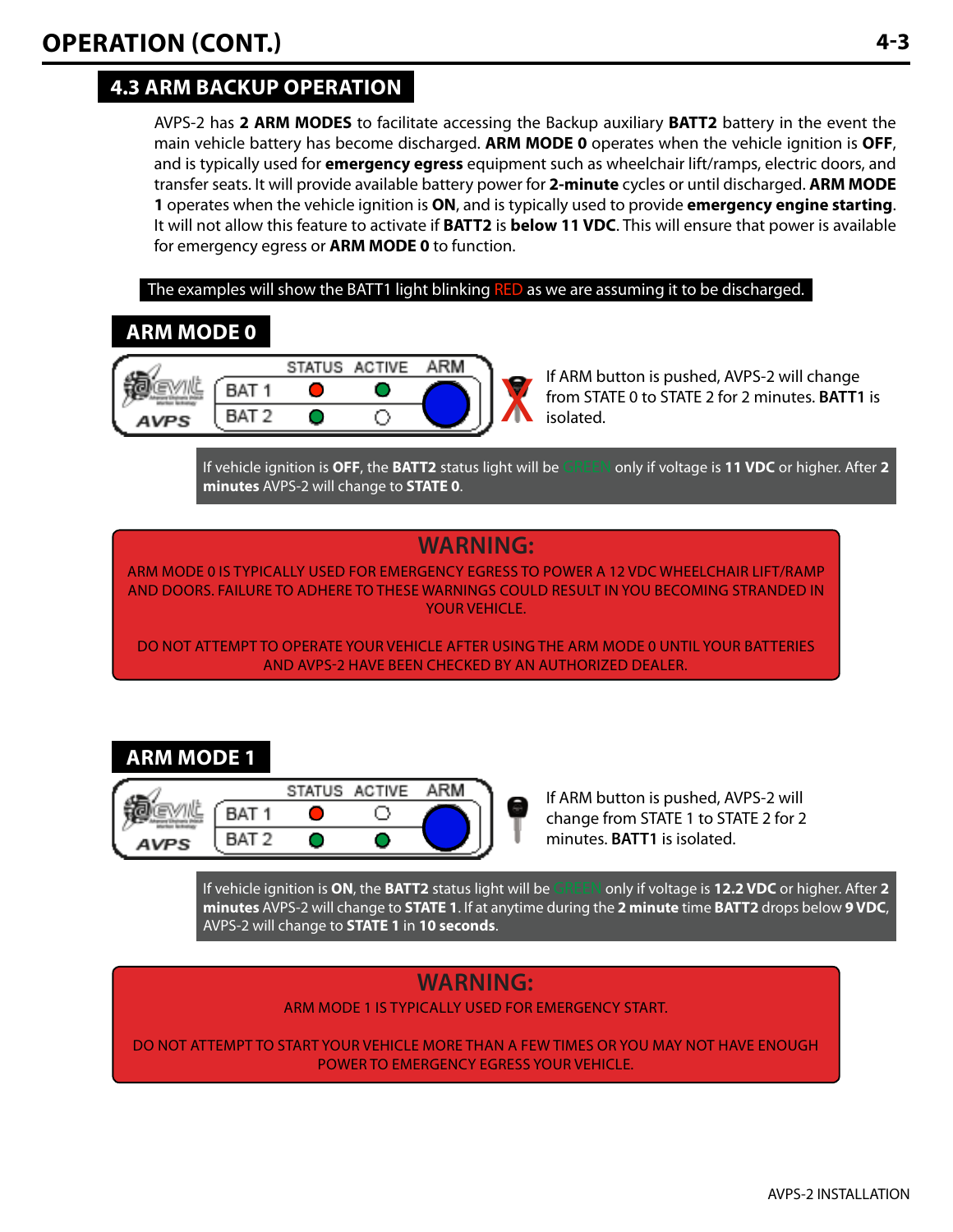## 4.3 ARM BACKUP OPERATION

AVPS-2 has **2 ARM MODES** to facilitate accessing the Backup auxiliary **BATT2** battery in the event the main vehicle battery has become discharged. **ARM MODE 0** operates when the vehicle ignition is **OFF**, and is typically used for **emergency egress** equipment such as wheelchair lift/ramps, electric doors, and transfer seats. It will provide available battery power for **2-minute** cycles or until discharged. **ARM MODE 1** operates when the vehicle ignition is **ON**, and is typically used to provide **emergency engine starting**. It will not allow this feature to activate if **BATT2** is **below 11 VDC**. This will ensure that power is available for emergency egress or **ARM MODE 0** to function.

The examples will show the BATT1 light blinking RED as we are assuming it to be discharged.

### ARM MODE 0

| | STATUS | ACTIVE | ARM |
|---|---|---|---|
| BAT 1 | RED | GREEN | |
| BAT 2 | GREEN | OFF | |

If ARM button is pushed, AVPS-2 will change from STATE 0 to STATE 2 for 2 minutes. **BATT1** is isolated.

If vehicle ignition is **OFF**, the **BATT2** status light will be GREEN only if voltage is **11 VDC** or higher. After **2 minutes** AVPS-2 will change to **STATE 0**.

**WARNING:**

ARM MODE 0 IS TYPICALLY USED FOR EMERGENCY EGRESS TO POWER A 12 VDC WHEELCHAIR LIFT/RAMP AND DOORS. FAILURE TO ADHERE TO THESE WARNINGS COULD RESULT IN YOU BECOMING STRANDED IN YOUR VEHICLE.

DO NOT ATTEMPT TO OPERATE YOUR VEHICLE AFTER USING THE ARM MODE 0 UNTIL YOUR BATTERIES AND AVPS-2 HAVE BEEN CHECKED BY AN AUTHORIZED DEALER.

### ARM MODE 1

| | STATUS | ACTIVE | ARM |
|---|---|---|---|
| BAT 1 | RED | OFF | |
| BAT 2 | GREEN | GREEN | |

If ARM button is pushed, AVPS-2 will change from STATE 1 to STATE 2 for 2 minutes. **BATT1** is isolated.

If vehicle ignition is **ON**, the **BATT2** status light will be GREEN only if voltage is **12.2 VDC** or higher. After **2 minutes** AVPS-2 will change to **STATE 1**. If at anytime during the **2 minute** time **BATT2** drops below **9 VDC**, AVPS-2 will change to **STATE 1** in **10 seconds**.

**WARNING:**

ARM MODE 1 IS TYPICALLY USED FOR EMERGENCY START.

DO NOT ATTEMPT TO START YOUR VEHICLE MORE THAN A FEW TIMES OR YOU MAY NOT HAVE ENOUGH POWER TO EMERGENCY EGRESS YOUR VEHICLE.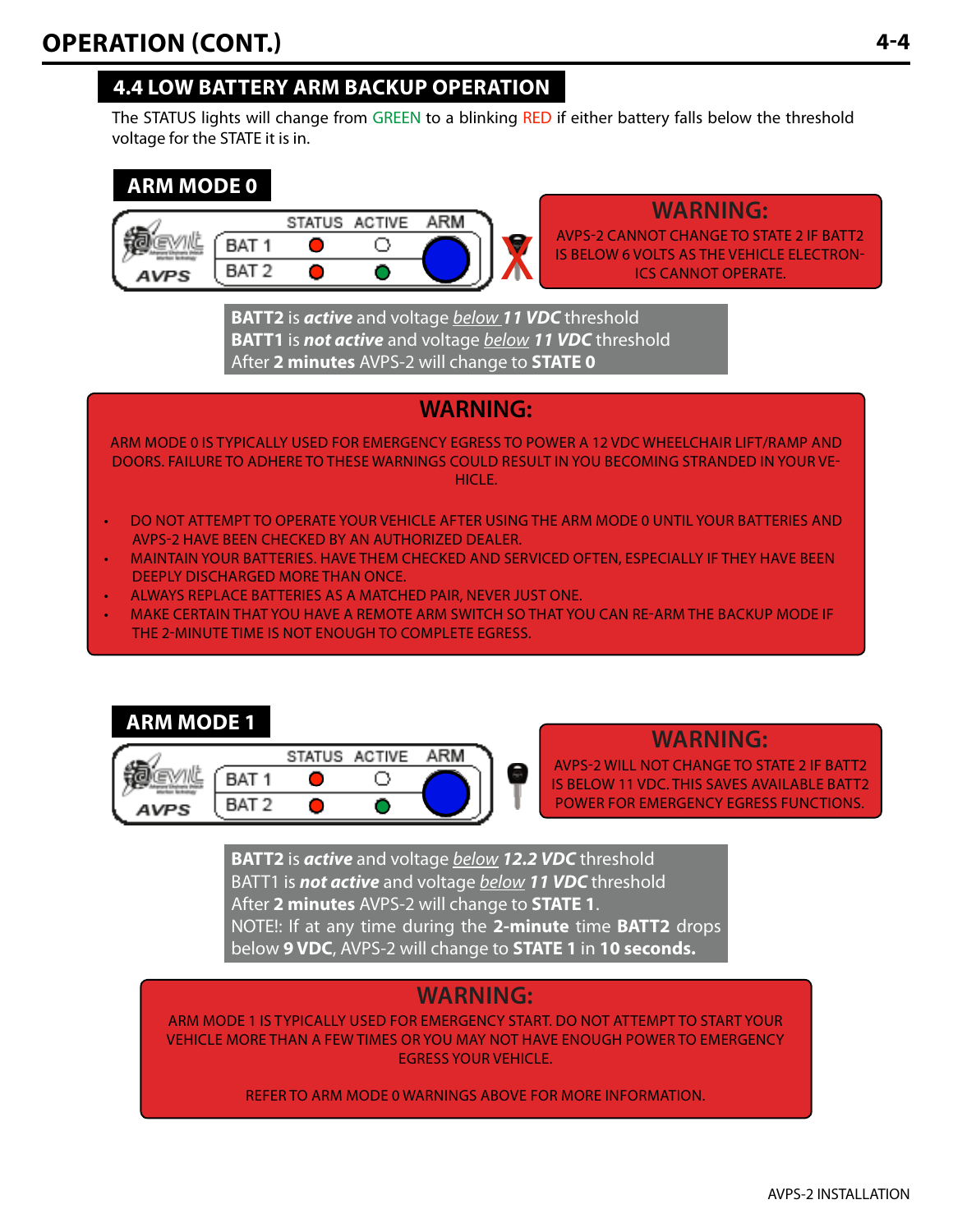## OPERATION (CONT.)

### 4.4 LOW BATTERY ARM BACKUP OPERATION

The STATUS lights will change from GREEN to a blinking RED if either battery falls below the threshold voltage for the STATE it is in.

#### ARM MODE 0

| | STATUS | ACTIVE | ARM |
|---|---|---|---|
| BAT 1 | ● (red) | ○ | ● (blue) |
| BAT 2 | ● (red) | ● (green) | |

**WARNING:**

AVPS-2 CANNOT CHANGE TO STATE 2 IF BATT2 IS BELOW 6 VOLTS AS THE VEHICLE ELECTRONICS CANNOT OPERATE.

**BATT2** is ***active*** and voltage _below_ ***11 VDC*** threshold
**BATT1** is ***not active*** and voltage _below_ ***11 VDC*** threshold
After **2 minutes** AVPS-2 will change to **STATE 0**

**WARNING:**

ARM MODE 0 IS TYPICALLY USED FOR EMERGENCY EGRESS TO POWER A 12 VDC WHEELCHAIR LIFT/RAMP AND DOORS. FAILURE TO ADHERE TO THESE WARNINGS COULD RESULT IN YOU BECOMING STRANDED IN YOUR VEHICLE.

- DO NOT ATTEMPT TO OPERATE YOUR VEHICLE AFTER USING THE ARM MODE 0 UNTIL YOUR BATTERIES AND AVPS-2 HAVE BEEN CHECKED BY AN AUTHORIZED DEALER.
- MAINTAIN YOUR BATTERIES. HAVE THEM CHECKED AND SERVICED OFTEN, ESPECIALLY IF THEY HAVE BEEN DEEPLY DISCHARGED MORE THAN ONCE.
- ALWAYS REPLACE BATTERIES AS A MATCHED PAIR, NEVER JUST ONE.
- MAKE CERTAIN THAT YOU HAVE A REMOTE ARM SWITCH SO THAT YOU CAN RE-ARM THE BACKUP MODE IF THE 2-MINUTE TIME IS NOT ENOUGH TO COMPLETE EGRESS.

#### ARM MODE 1

| | STATUS | ACTIVE | ARM |
|---|---|---|---|
| BAT 1 | ● (red) | ○ | ● (blue) |
| BAT 2 | ● (red) | ● (green) | |

**WARNING:**

AVPS-2 WILL NOT CHANGE TO STATE 2 IF BATT2 IS BELOW 11 VDC. THIS SAVES AVAILABLE BATT2 POWER FOR EMERGENCY EGRESS FUNCTIONS.

**BATT2** is ***active*** and voltage _below_ ***12.2 VDC*** threshold
BATT1 is ***not active*** and voltage _below_ ***11 VDC*** threshold
After **2 minutes** AVPS-2 will change to **STATE 1**.
NOTE!: If at any time during the **2-minute** time **BATT2** drops below **9 VDC**, AVPS-2 will change to **STATE 1** in **10 seconds.**

**WARNING:**

ARM MODE 1 IS TYPICALLY USED FOR EMERGENCY START. DO NOT ATTEMPT TO START YOUR VEHICLE MORE THAN A FEW TIMES OR YOU MAY NOT HAVE ENOUGH POWER TO EMERGENCY EGRESS YOUR VEHICLE.

REFER TO ARM MODE 0 WARNINGS ABOVE FOR MORE INFORMATION.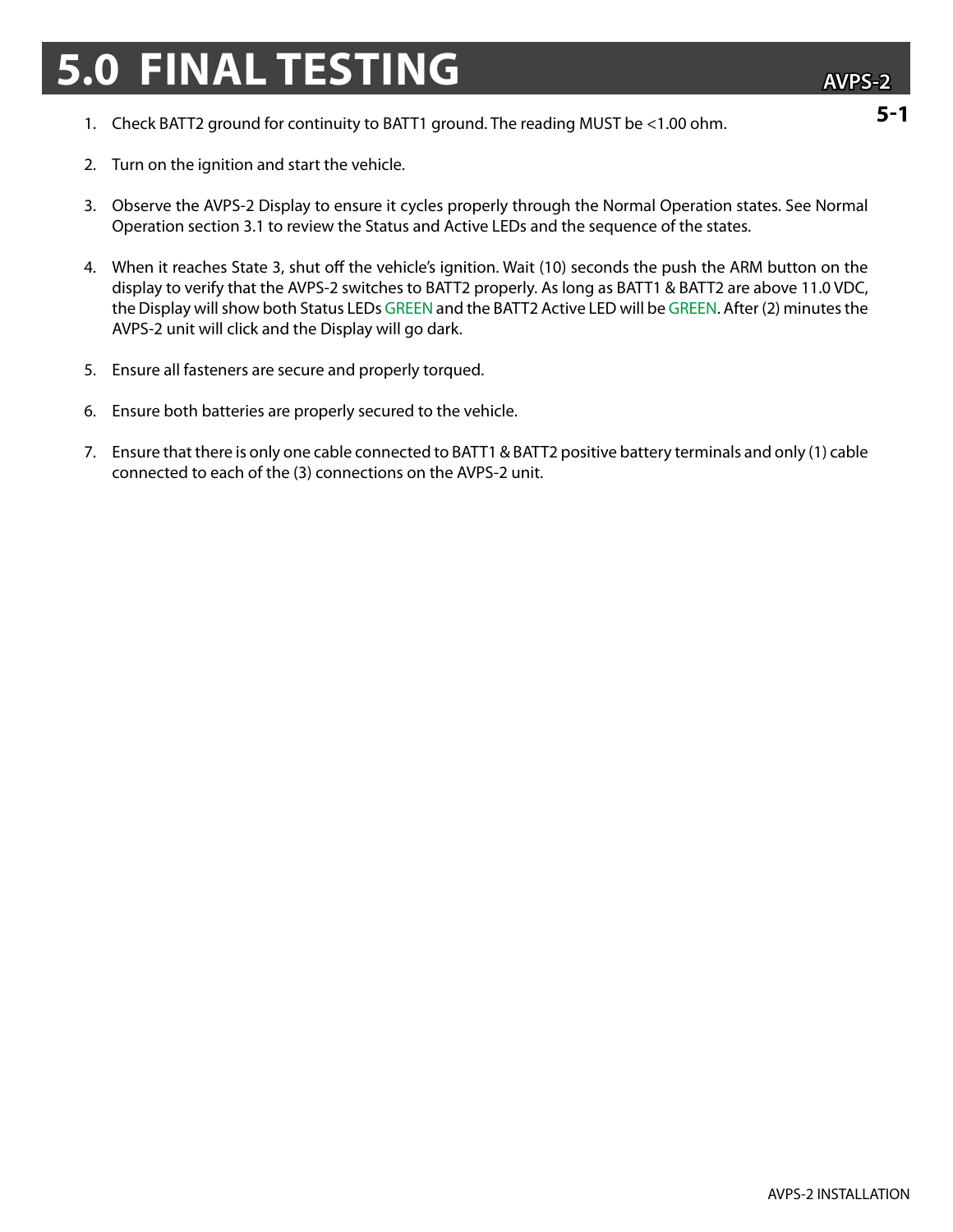# 5.0 FINAL TESTING

1. Check BATT2 ground for continuity to BATT1 ground. The reading MUST be <1.00 ohm.

2. Turn on the ignition and start the vehicle.

3. Observe the AVPS-2 Display to ensure it cycles properly through the Normal Operation states. See Normal Operation section 3.1 to review the Status and Active LEDs and the sequence of the states.

4. When it reaches State 3, shut off the vehicle's ignition. Wait (10) seconds the push the ARM button on the display to verify that the AVPS-2 switches to BATT2 properly. As long as BATT1 & BATT2 are above 11.0 VDC, the Display will show both Status LEDs GREEN and the BATT2 Active LED will be GREEN. After (2) minutes the AVPS-2 unit will click and the Display will go dark.

5. Ensure all fasteners are secure and properly torqued.

6. Ensure both batteries are properly secured to the vehicle.

7. Ensure that there is only one cable connected to BATT1 & BATT2 positive battery terminals and only (1) cable connected to each of the (3) connections on the AVPS-2 unit.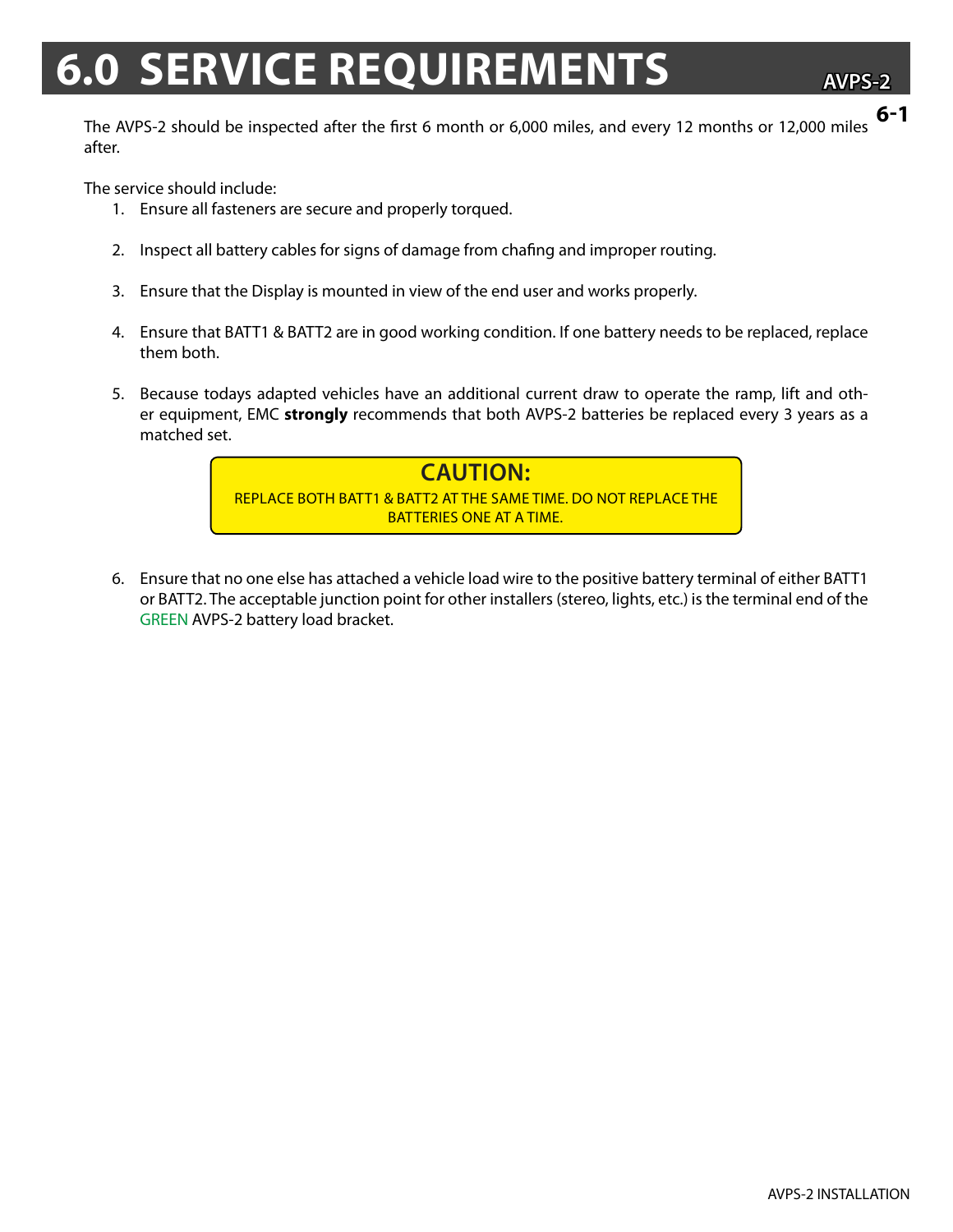# 6.0 SERVICE REQUIREMENTS

The AVPS-2 should be inspected after the first 6 month or 6,000 miles, and every 12 months or 12,000 miles after.

The service should include:

1. Ensure all fasteners are secure and properly torqued.

2. Inspect all battery cables for signs of damage from chafing and improper routing.

3. Ensure that the Display is mounted in view of the end user and works properly.

4. Ensure that BATT1 & BATT2 are in good working condition. If one battery needs to be replaced, replace them both.

5. Because todays adapted vehicles have an additional current draw to operate the ramp, lift and other equipment, EMC **strongly** recommends that both AVPS-2 batteries be replaced every 3 years as a matched set.

> **CAUTION:**
> REPLACE BOTH BATT1 & BATT2 AT THE SAME TIME. DO NOT REPLACE THE BATTERIES ONE AT A TIME.

6. Ensure that no one else has attached a vehicle load wire to the positive battery terminal of either BATT1 or BATT2. The acceptable junction point for other installers (stereo, lights, etc.) is the terminal end of the GREEN AVPS-2 battery load bracket.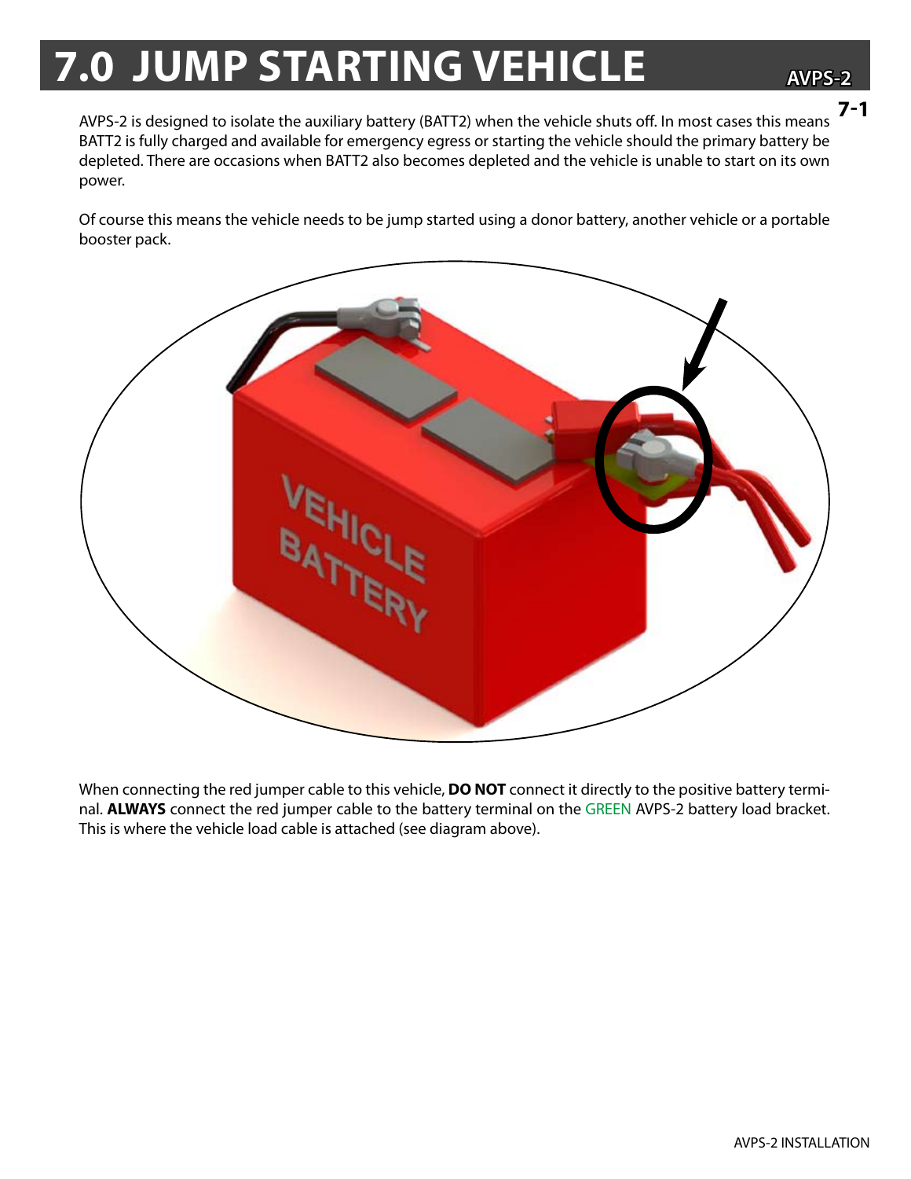# 7.0 JUMP STARTING VEHICLE

AVPS-2 is designed to isolate the auxiliary battery (BATT2) when the vehicle shuts off. In most cases this means BATT2 is fully charged and available for emergency egress or starting the vehicle should the primary battery be depleted. There are occasions when BATT2 also becomes depleted and the vehicle is unable to start on its own power.

Of course this means the vehicle needs to be jump started using a donor battery, another vehicle or a portable booster pack.

When connecting the red jumper cable to this vehicle, **DO NOT** connect it directly to the positive battery terminal. **ALWAYS** connect the red jumper cable to the battery terminal on the GREEN AVPS-2 battery load bracket. This is where the vehicle load cable is attached (see diagram above).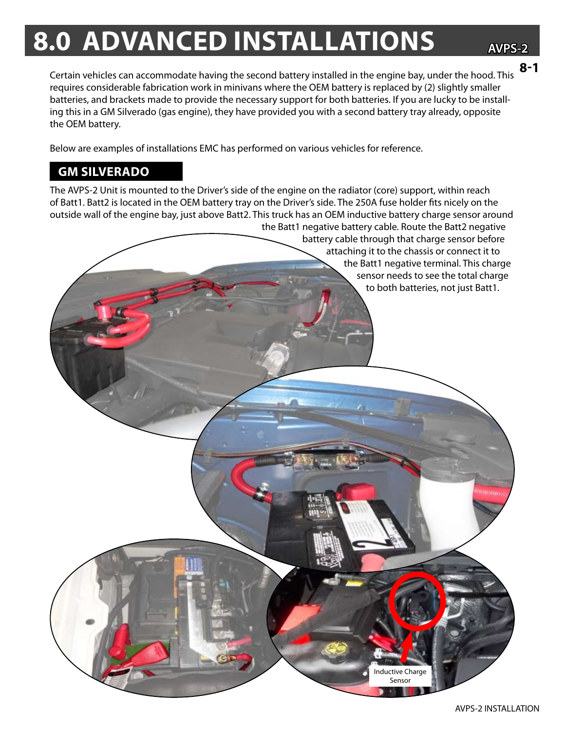# 8.0 ADVANCED INSTALLATIONS

Certain vehicles can accommodate having the second battery installed in the engine bay, under the hood. This requires considerable fabrication work in minivans where the OEM battery is replaced by (2) slightly smaller batteries, and brackets made to provide the necessary support for both batteries. If you are lucky to be installing this in a GM Silverado (gas engine), they have provided you with a second battery tray already, opposite the OEM battery.

Below are examples of installations EMC has performed on various vehicles for reference.

## GM SILVERADO

The AVPS-2 Unit is mounted to the Driver's side of the engine on the radiator (core) support, within reach of Batt1. Batt2 is located in the OEM battery tray on the Driver's side. The 250A fuse holder fits nicely on the outside wall of the engine bay, just above Batt2. This truck has an OEM inductive battery charge sensor around the Batt1 negative battery cable. Route the Batt2 negative battery cable through that charge sensor before attaching it to the chassis or connect it to the Batt1 negative terminal. This charge sensor needs to see the total charge to both batteries, not just Batt1.

Inductive Charge Sensor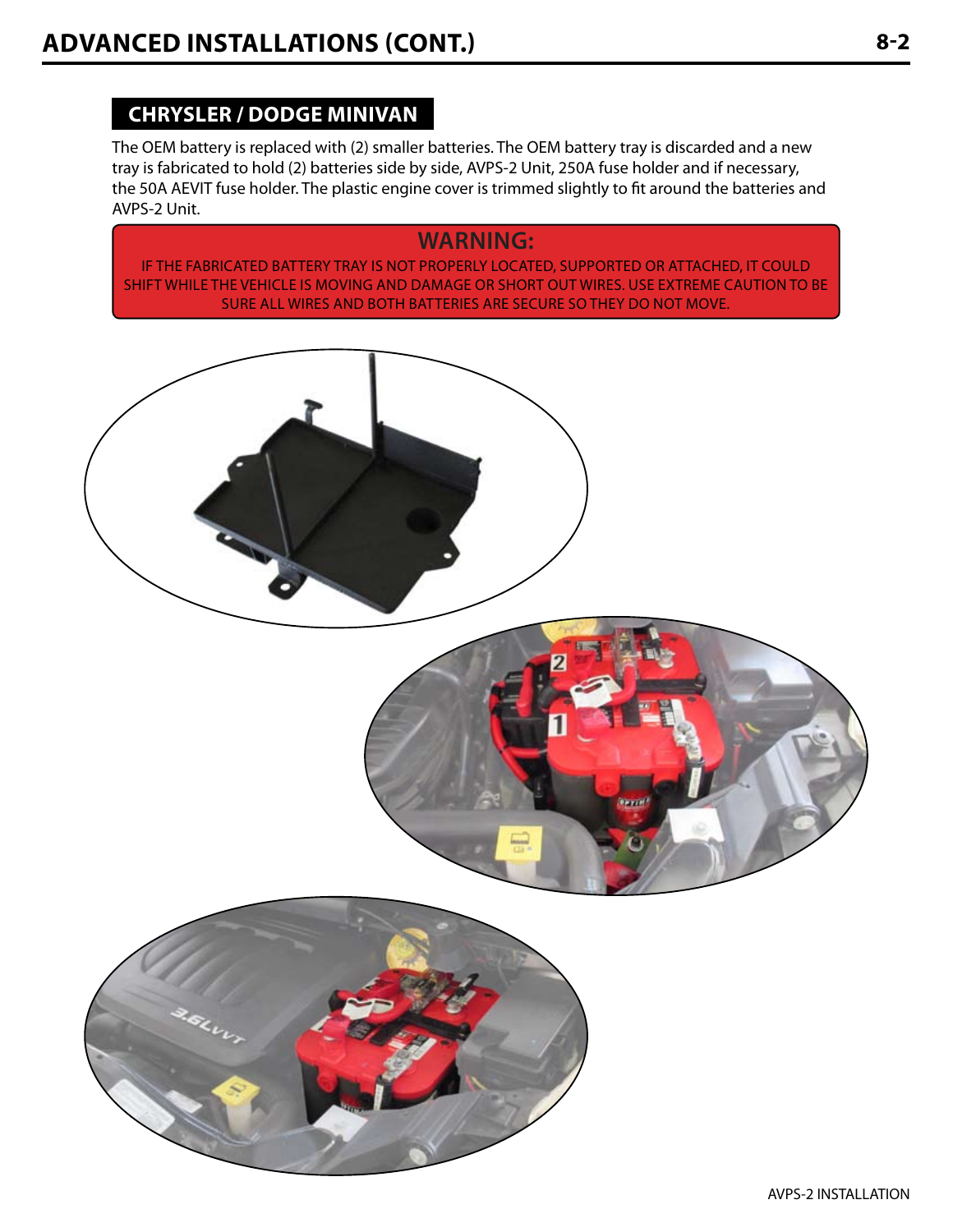## CHRYSLER / DODGE MINIVAN

The OEM battery is replaced with (2) smaller batteries. The OEM battery tray is discarded and a new tray is fabricated to hold (2) batteries side by side, AVPS-2 Unit, 250A fuse holder and if necessary, the 50A AEVIT fuse holder. The plastic engine cover is trimmed slightly to fit around the batteries and AVPS-2 Unit.

**WARNING:**

IF THE FABRICATED BATTERY TRAY IS NOT PROPERLY LOCATED, SUPPORTED OR ATTACHED, IT COULD SHIFT WHILE THE VEHICLE IS MOVING AND DAMAGE OR SHORT OUT WIRES. USE EXTREME CAUTION TO BE SURE ALL WIRES AND BOTH BATTERIES ARE SECURE SO THEY DO NOT MOVE.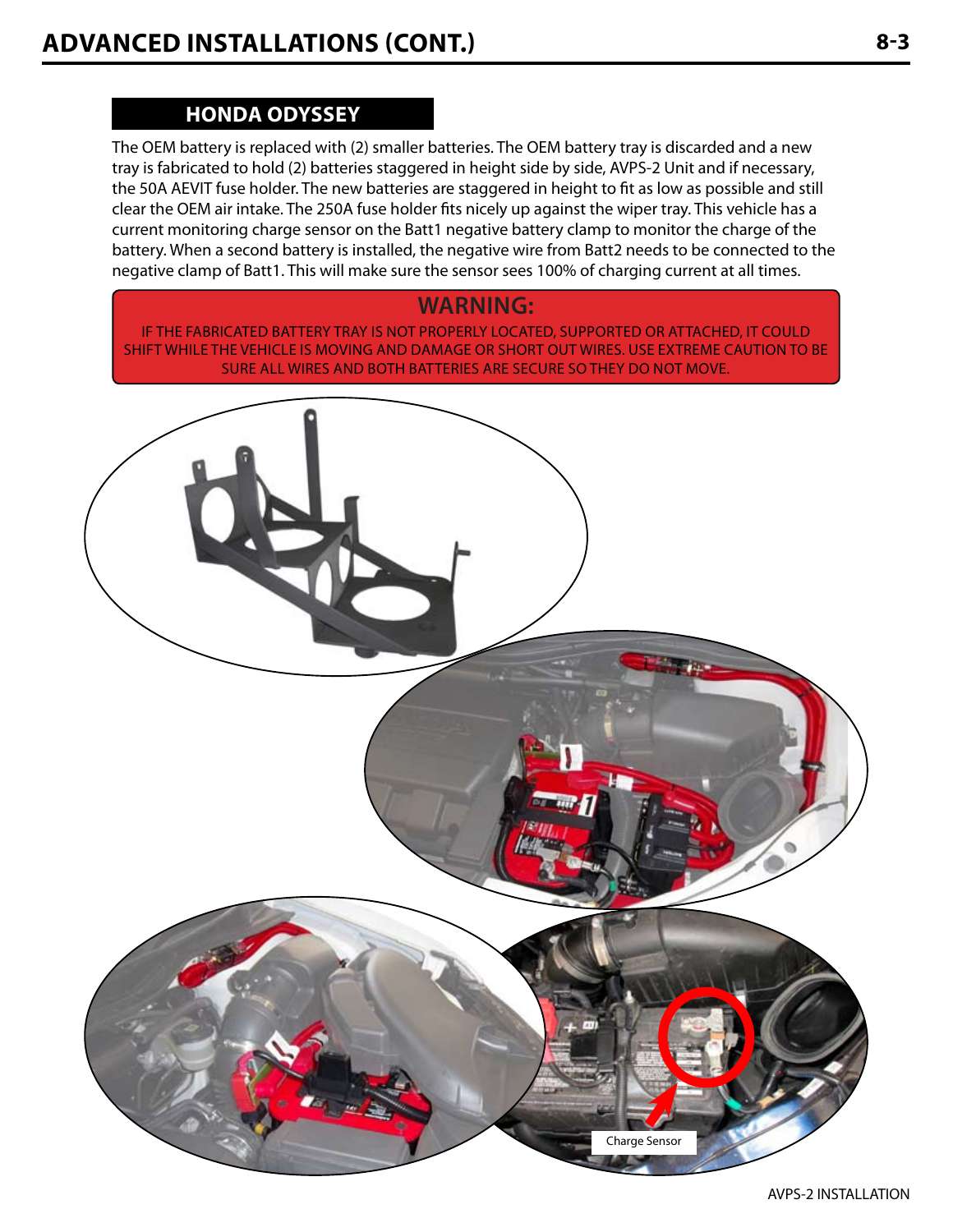## HONDA ODYSSEY

The OEM battery is replaced with (2) smaller batteries. The OEM battery tray is discarded and a new tray is fabricated to hold (2) batteries staggered in height side by side, AVPS-2 Unit and if necessary, the 50A AEVIT fuse holder. The new batteries are staggered in height to fit as low as possible and still clear the OEM air intake. The 250A fuse holder fits nicely up against the wiper tray. This vehicle has a current monitoring charge sensor on the Batt1 negative battery clamp to monitor the charge of the battery. When a second battery is installed, the negative wire from Batt2 needs to be connected to the negative clamp of Batt1. This will make sure the sensor sees 100% of charging current at all times.

**WARNING:**

IF THE FABRICATED BATTERY TRAY IS NOT PROPERLY LOCATED, SUPPORTED OR ATTACHED, IT COULD SHIFT WHILE THE VEHICLE IS MOVING AND DAMAGE OR SHORT OUT WIRES. USE EXTREME CAUTION TO BE SURE ALL WIRES AND BOTH BATTERIES ARE SECURE SO THEY DO NOT MOVE.

Charge Sensor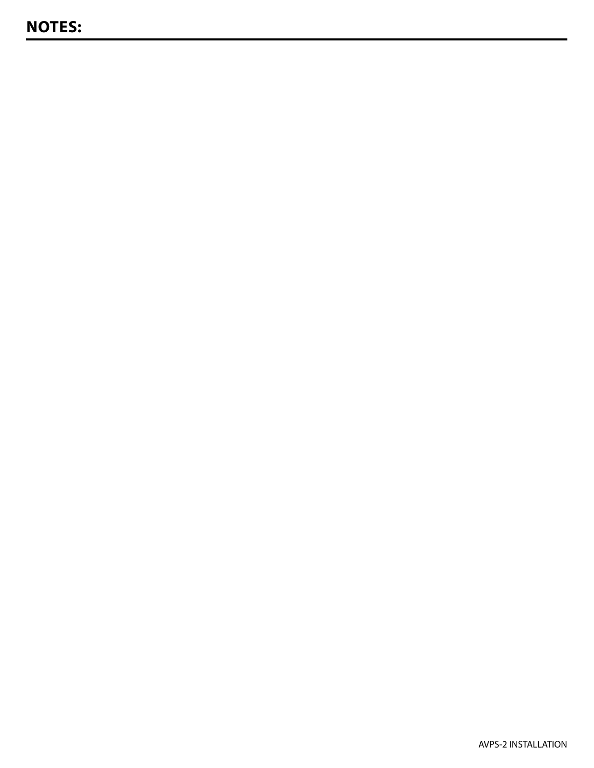## NOTES: